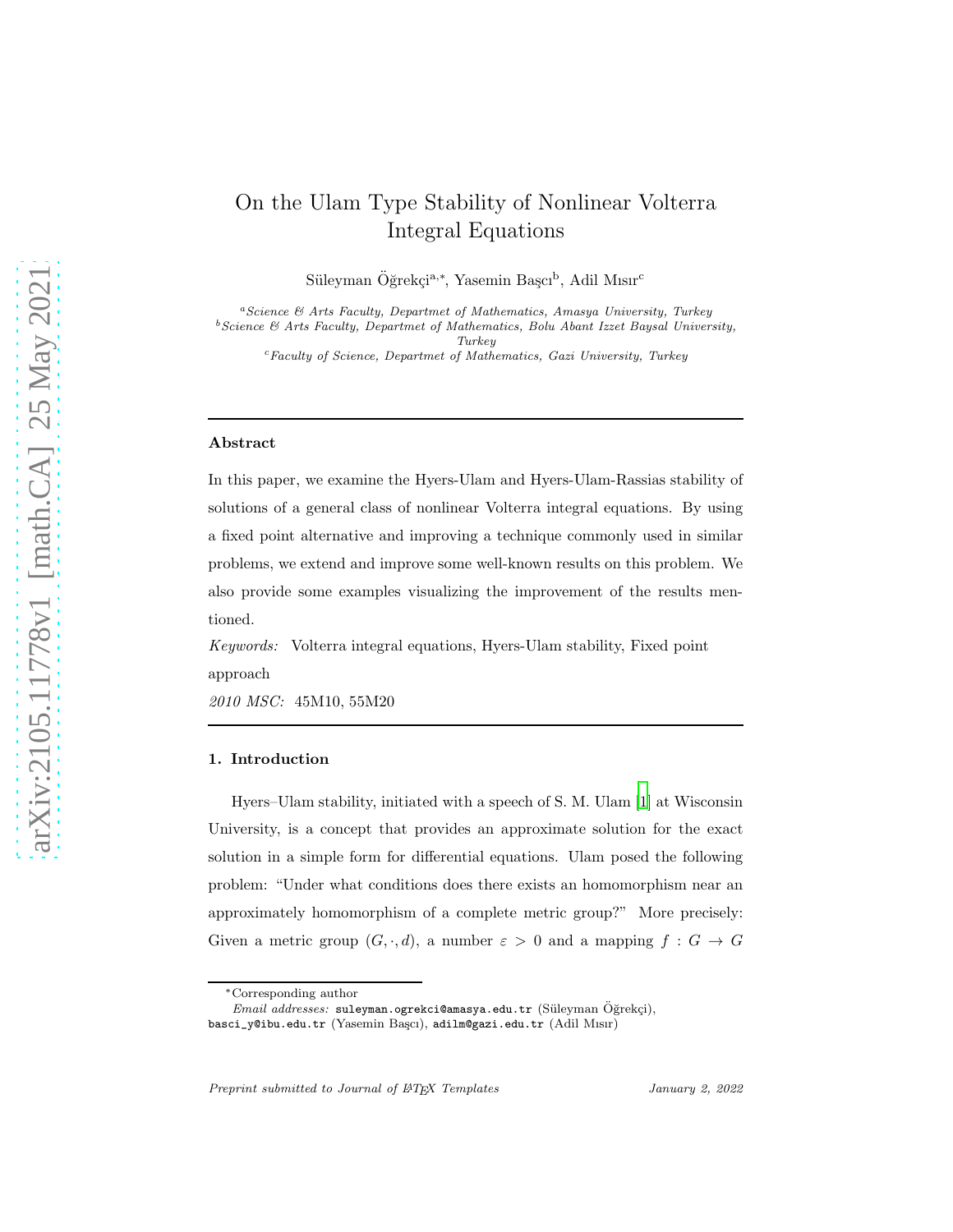# On the Ulam Type Stability of Nonlinear Volterra Integral Equations

Süleyman Öğrekçi[a,*], Yasemin Başcı[b], Adil Mısır[c]

[a] *Science & Arts Faculty, Departmet of Mathematics, Amasya University, Turkey*
[b] *Science & Arts Faculty, Departmet of Mathematics, Bolu Abant Izzet Baysal University, Turkey*
[c] *Faculty of Science, Departmet of Mathematics, Gazi University, Turkey*

---

**Abstract**

In this paper, we examine the Hyers-Ulam and Hyers-Ulam-Rassias stability of solutions of a general class of nonlinear Volterra integral equations. By using a fixed point alternative and improving a technique commonly used in similar problems, we extend and improve some well-known results on this problem. We also provide some examples visualizing the improvement of the results mentioned.

*Keywords:* Volterra integral equations, Hyers-Ulam stability, Fixed point approach

*2010 MSC:* 45M10, 55M20

---

## 1. Introduction

Hyers–Ulam stability, initiated with a speech of S. M. Ulam [1] at Wisconsin University, is a concept that provides an approximate solution for the exact solution in a simple form for differential equations. Ulam posed the following problem: "Under what conditions does there exists an homomorphism near an approximately homomorphism of a complete metric group?" More precisely: Given a metric group $(G, \cdot, d)$, a number $\varepsilon > 0$ and a mapping $f : G \to G$

---

*Corresponding author

*Email addresses:* suleyman.ogrekci@amasya.edu.tr (Süleyman Öğrekçi), basci_y@ibu.edu.tr (Yasemin Başcı), adilm@gazi.edu.tr (Adil Mısır)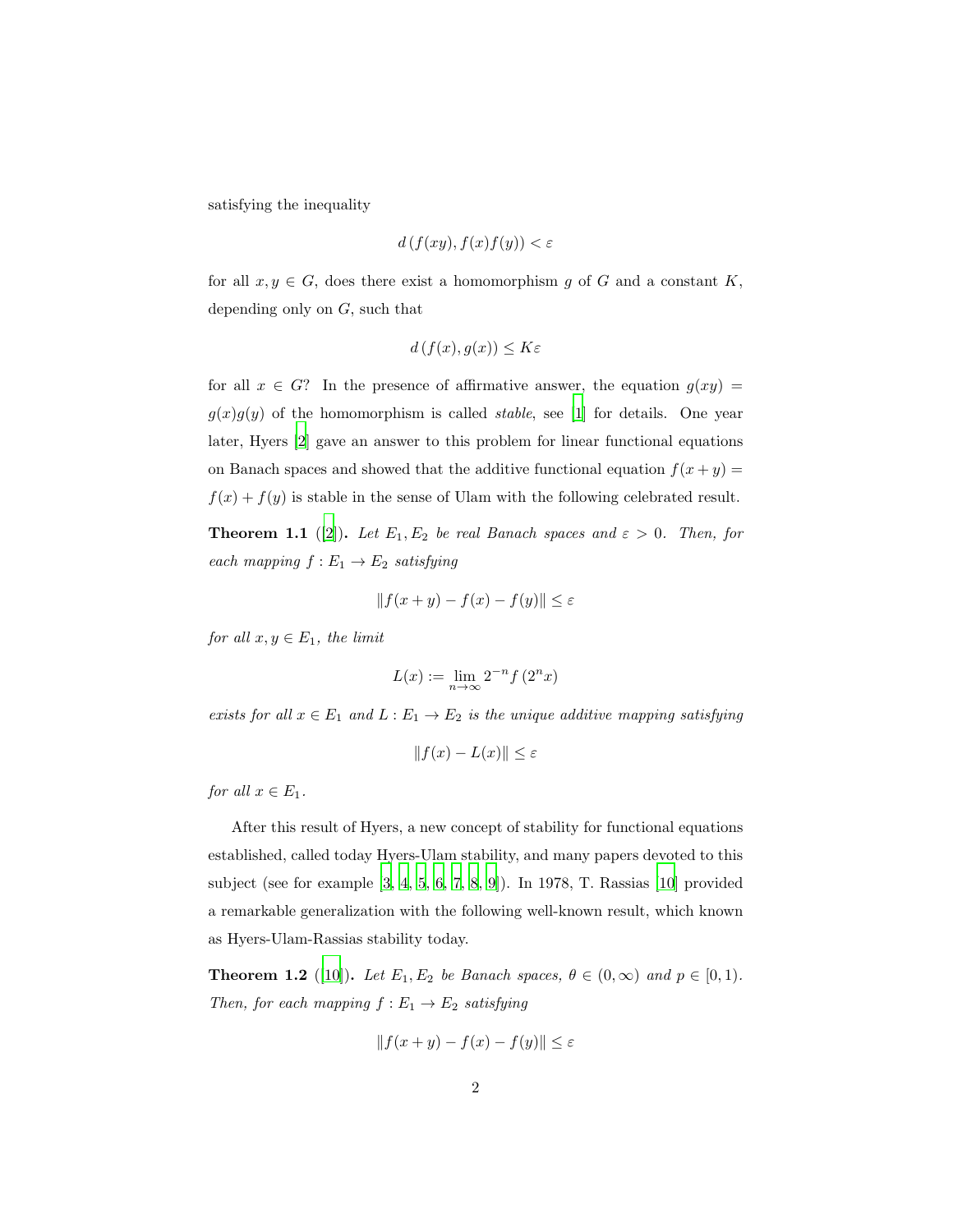satisfying the inequality

$$d\left(f(xy), f(x)f(y)\right) < \varepsilon$$

for all $x, y \in G$, does there exist a homomorphism $g$ of $G$ and a constant $K$, depending only on $G$, such that

$$d\left(f(x), g(x)\right) \leq K\varepsilon$$

for all $x \in G$? In the presence of affirmative answer, the equation $g(xy) = g(x)g(y)$ of the homomorphism is called *stable*, see [1] for details. One year later, Hyers [2] gave an answer to this problem for linear functional equations on Banach spaces and showed that the additive functional equation $f(x+y) = f(x) + f(y)$ is stable in the sense of Ulam with the following celebrated result.

**Theorem 1.1** ([2]). *Let $E_1, E_2$ be real Banach spaces and $\varepsilon > 0$. Then, for each mapping $f : E_1 \to E_2$ satisfying*

$$\|f(x+y) - f(x) - f(y)\| \leq \varepsilon$$

*for all $x, y \in E_1$, the limit*

$$L(x) := \lim_{n\to\infty} 2^{-n} f\left(2^n x\right)$$

*exists for all $x \in E_1$ and $L : E_1 \to E_2$ is the unique additive mapping satisfying*

$$\|f(x) - L(x)\| \leq \varepsilon$$

*for all $x \in E_1$.*

After this result of Hyers, a new concept of stability for functional equations established, called today Hyers-Ulam stability, and many papers devoted to this subject (see for example [3, 4, 5, 6, 7, 8, 9]). In 1978, T. Rassias [10] provided a remarkable generalization with the following well-known result, which known as Hyers-Ulam-Rassias stability today.

**Theorem 1.2** ([10]). *Let $E_1, E_2$ be Banach spaces, $\theta \in (0, \infty)$ and $p \in [0, 1)$. Then, for each mapping $f : E_1 \to E_2$ satisfying*

$$\|f(x+y) - f(x) - f(y)\| \leq \varepsilon$$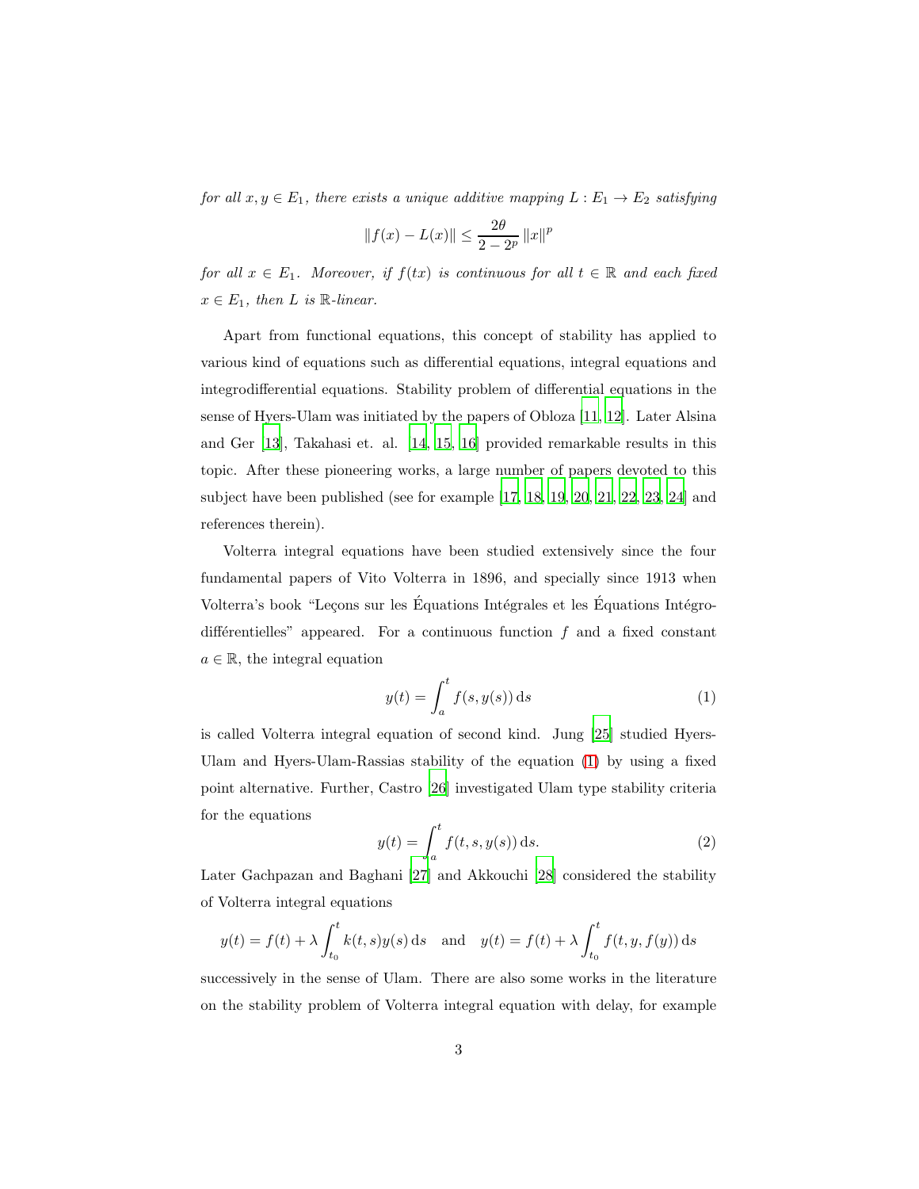*for all $x, y \in E_1$, there exists a unique additive mapping $L : E_1 \to E_2$ satisfying*

$$\|f(x) - L(x)\| \leq \frac{2\theta}{2 - 2^p} \|x\|^p$$

*for all $x \in E_1$. Moreover, if $f(tx)$ is continuous for all $t \in \mathbb{R}$ and each fixed $x \in E_1$, then $L$ is $\mathbb{R}$-linear.*

Apart from functional equations, this concept of stability has applied to various kind of equations such as differential equations, integral equations and integrodifferential equations. Stability problem of differential equations in the sense of Hyers-Ulam was initiated by the papers of Obloza [11, 12]. Later Alsina and Ger [13], Takahasi et. al. [14, 15, 16] provided remarkable results in this topic. After these pioneering works, a large number of papers devoted to this subject have been published (see for example [17, 18, 19, 20, 21, 22, 23, 24] and references therein).

Volterra integral equations have been studied extensively since the four fundamental papers of Vito Volterra in 1896, and specially since 1913 when Volterra's book "Leçons sur les Équations Intégrales et les Équations Intégro-différentielles" appeared. For a continuous function $f$ and a fixed constant $a \in \mathbb{R}$, the integral equation

$$y(t) = \int_a^t f(s, y(s))\, \mathrm{d}s \tag{1}$$

is called Volterra integral equation of second kind. Jung [25] studied Hyers-Ulam and Hyers-Ulam-Rassias stability of the equation (1) by using a fixed point alternative. Further, Castro [26] investigated Ulam type stability criteria for the equations

$$y(t) = \int_a^t f(t, s, y(s))\, \mathrm{d}s. \tag{2}$$

Later Gachpazan and Baghani [27] and Akkouchi [28] considered the stability of Volterra integral equations

$$y(t) = f(t) + \lambda \int_{t_0}^t k(t, s) y(s)\, \mathrm{d}s \quad \text{and} \quad y(t) = f(t) + \lambda \int_{t_0}^t f(t, y, f(y))\, \mathrm{d}s$$

successively in the sense of Ulam. There are also some works in the literature on the stability problem of Volterra integral equation with delay, for example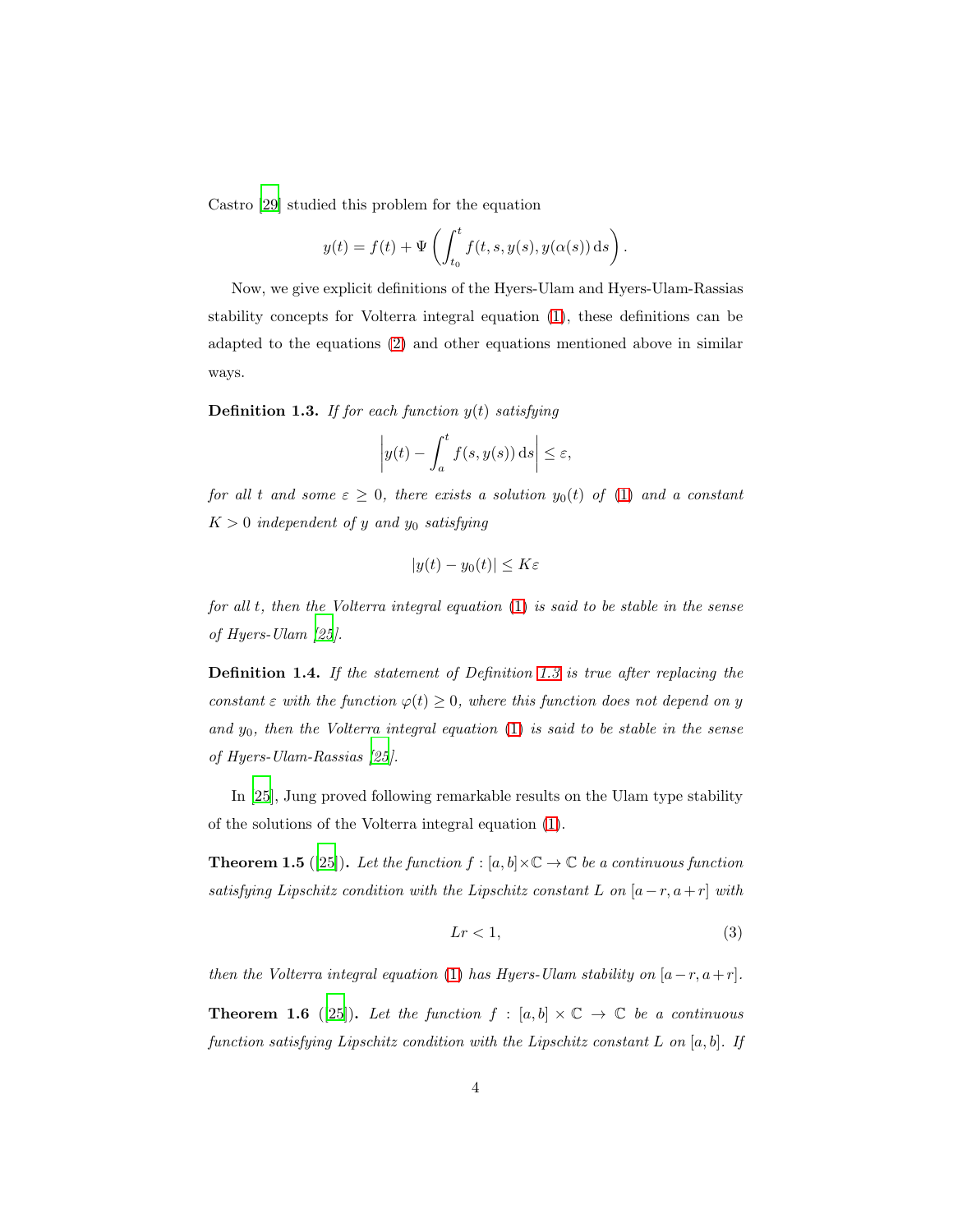Castro [29] studied this problem for the equation

$$y(t) = f(t) + \Psi\left(\int_{t_0}^{t} f(t, s, y(s), y(\alpha(s)) \, \mathrm{d}s\right).$$

Now, we give explicit definitions of the Hyers-Ulam and Hyers-Ulam-Rassias stability concepts for Volterra integral equation (1), these definitions can be adapted to the equations (2) and other equations mentioned above in similar ways.

**Definition 1.3.** *If for each function $y(t)$ satisfying*

$$\left| y(t) - \int_{a}^{t} f(s, y(s)) \, \mathrm{d}s \right| \leq \varepsilon,$$

*for all $t$ and some $\varepsilon \geq 0$, there exists a solution $y_0(t)$ of (1) and a constant $K > 0$ independent of $y$ and $y_0$ satisfying*

$$|y(t) - y_0(t)| \leq K\varepsilon$$

*for all $t$, then the Volterra integral equation (1) is said to be stable in the sense of Hyers-Ulam [25].*

**Definition 1.4.** *If the statement of Definition 1.3 is true after replacing the constant $\varepsilon$ with the function $\varphi(t) \geq 0$, where this function does not depend on $y$ and $y_0$, then the Volterra integral equation (1) is said to be stable in the sense of Hyers-Ulam-Rassias [25].*

In [25], Jung proved following remarkable results on the Ulam type stability of the solutions of the Volterra integral equation (1).

**Theorem 1.5** ([25]). *Let the function $f : [a, b] \times \mathbb{C} \to \mathbb{C}$ be a continuous function satisfying Lipschitz condition with the Lipschitz constant $L$ on $[a - r, a + r]$ with*

$$Lr < 1, \tag{3}$$

*then the Volterra integral equation (1) has Hyers-Ulam stability on $[a - r, a + r]$.*

**Theorem 1.6** ([25]). *Let the function $f : [a, b] \times \mathbb{C} \to \mathbb{C}$ be a continuous function satisfying Lipschitz condition with the Lipschitz constant $L$ on $[a, b]$. If*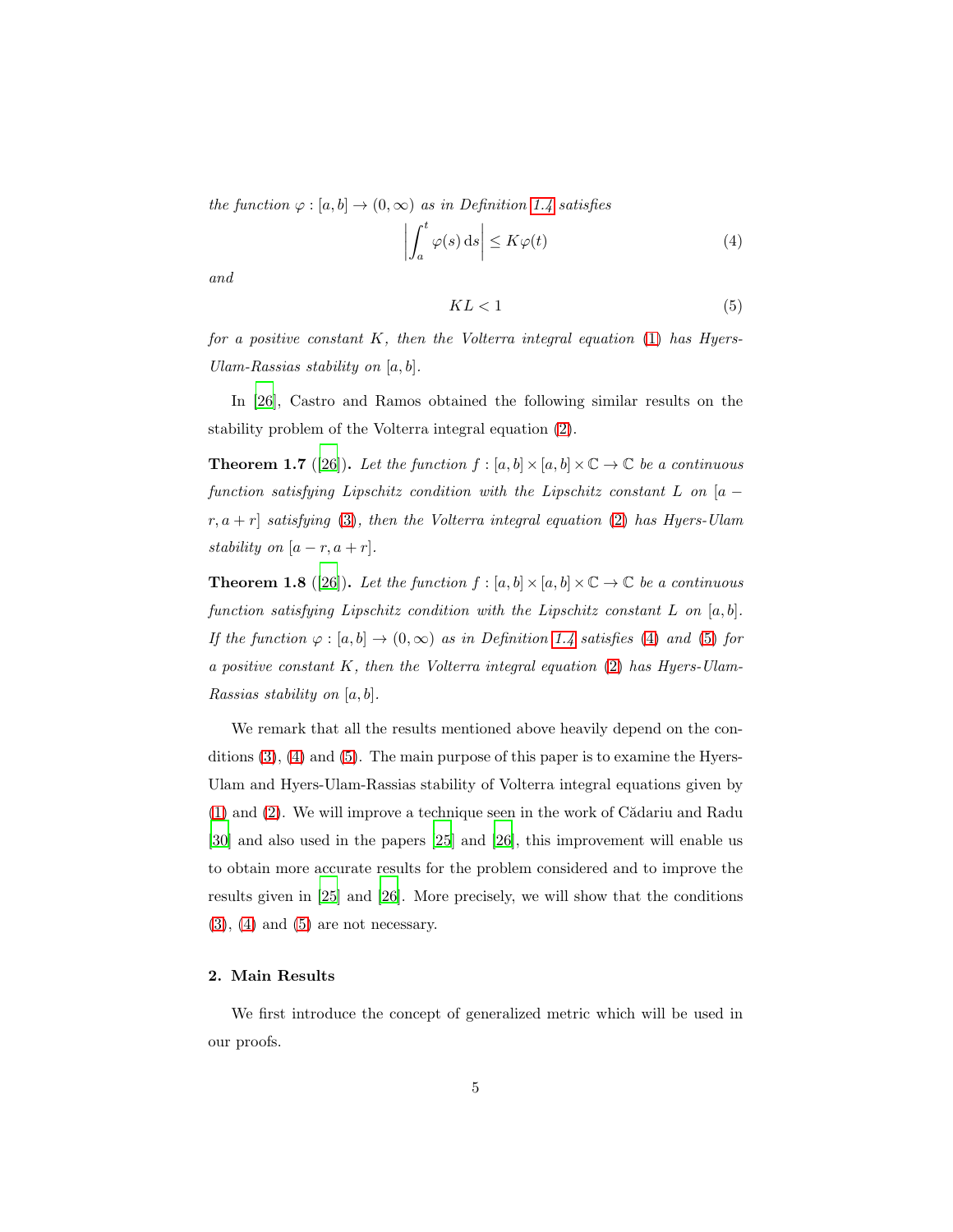*the function $\varphi : [a,b] \to (0,\infty)$ as in Definition 1.4 satisfies*

$$\left| \int_a^t \varphi(s)\,\mathrm{d}s \right| \le K\varphi(t) \tag{4}$$

*and*

$$KL < 1 \tag{5}$$

*for a positive constant $K$, then the Volterra integral equation (1) has Hyers-Ulam-Rassias stability on $[a,b]$.*

In [26], Castro and Ramos obtained the following similar results on the stability problem of the Volterra integral equation (2).

**Theorem 1.7** ([26]). *Let the function $f : [a,b] \times [a,b] \times \mathbb{C} \to \mathbb{C}$ be a continuous function satisfying Lipschitz condition with the Lipschitz constant $L$ on $[a-r, a+r]$ satisfying (3), then the Volterra integral equation (2) has Hyers-Ulam stability on $[a-r, a+r]$.*

**Theorem 1.8** ([26]). *Let the function $f : [a,b] \times [a,b] \times \mathbb{C} \to \mathbb{C}$ be a continuous function satisfying Lipschitz condition with the Lipschitz constant $L$ on $[a,b]$. If the function $\varphi : [a,b] \to (0,\infty)$ as in Definition 1.4 satisfies (4) and (5) for a positive constant $K$, then the Volterra integral equation (2) has Hyers-Ulam-Rassias stability on $[a,b]$.*

We remark that all the results mentioned above heavily depend on the conditions (3), (4) and (5). The main purpose of this paper is to examine the Hyers-Ulam and Hyers-Ulam-Rassias stability of Volterra integral equations given by (1) and (2). We will improve a technique seen in the work of Cădariu and Radu [30] and also used in the papers [25] and [26], this improvement will enable us to obtain more accurate results for the problem considered and to improve the results given in [25] and [26]. More precisely, we will show that the conditions (3), (4) and (5) are not necessary.

## 2. Main Results

We first introduce the concept of generalized metric which will be used in our proofs.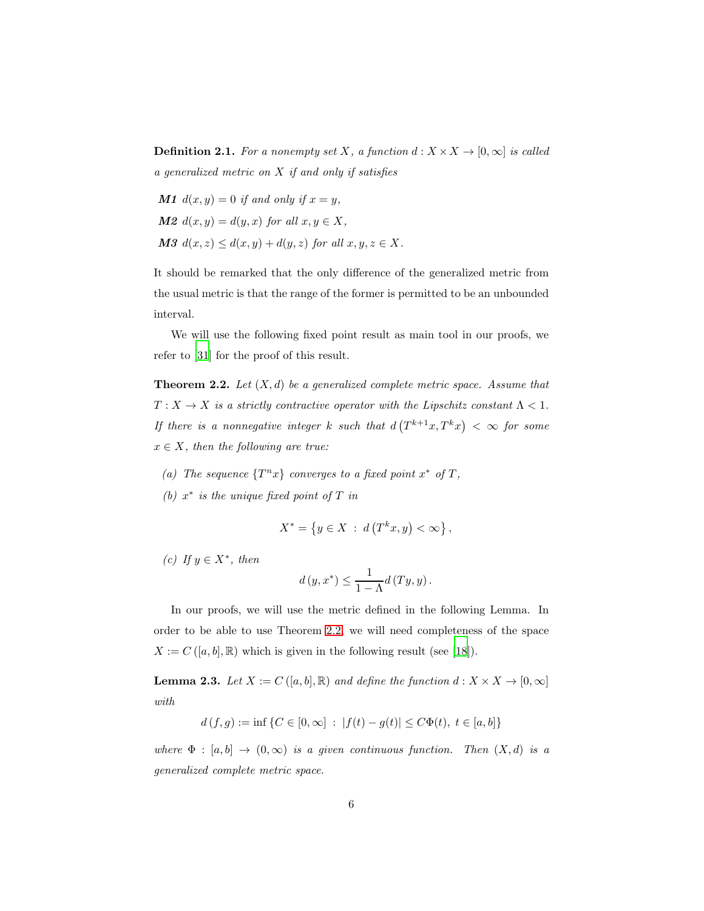**Definition 2.1.** *For a nonempty set $X$, a function $d : X \times X \to [0, \infty]$ is called a generalized metric on $X$ if and only if satisfies*

- ***M1*** $d(x, y) = 0$ *if and only if* $x = y$,
- ***M2*** $d(x, y) = d(y, x)$ *for all* $x, y \in X$,
- ***M3*** $d(x, z) \leq d(x, y) + d(y, z)$ *for all* $x, y, z \in X$.

It should be remarked that the only difference of the generalized metric from the usual metric is that the range of the former is permitted to be an unbounded interval.

We will use the following fixed point result as main tool in our proofs, we refer to [31] for the proof of this result.

**Theorem 2.2.** *Let $(X, d)$ be a generalized complete metric space. Assume that $T : X \to X$ is a strictly contractive operator with the Lipschitz constant $\Lambda < 1$. If there is a nonnegative integer $k$ such that $d\left(T^{k+1}x, T^k x\right) < \infty$ for some $x \in X$, then the following are true:*

- *(a) The sequence $\{T^n x\}$ converges to a fixed point $x^*$ of $T$,*
- *(b) $x^*$ is the unique fixed point of $T$ in*

$$X^* = \left\{y \in X \ : \ d\left(T^k x, y\right) < \infty\right\},$$

- *(c) If $y \in X^*$, then*

$$d\left(y, x^*\right) \leq \frac{1}{1 - \Lambda} d\left(Ty, y\right).$$

In our proofs, we will use the metric defined in the following Lemma. In order to be able to use Theorem 2.2, we will need completeness of the space $X := C\left([a, b], \mathbb{R}\right)$ which is given in the following result (see [18]).

**Lemma 2.3.** *Let $X := C\left([a, b], \mathbb{R}\right)$ and define the function $d : X \times X \to [0, \infty]$ with*

$$d\left(f, g\right) := \inf\left\{C \in [0, \infty] \ : \ |f(t) - g(t)| \leq C\Phi(t), \ t \in [a, b]\right\}$$

*where $\Phi : [a, b] \to (0, \infty)$ is a given continuous function. Then $(X, d)$ is a generalized complete metric space.*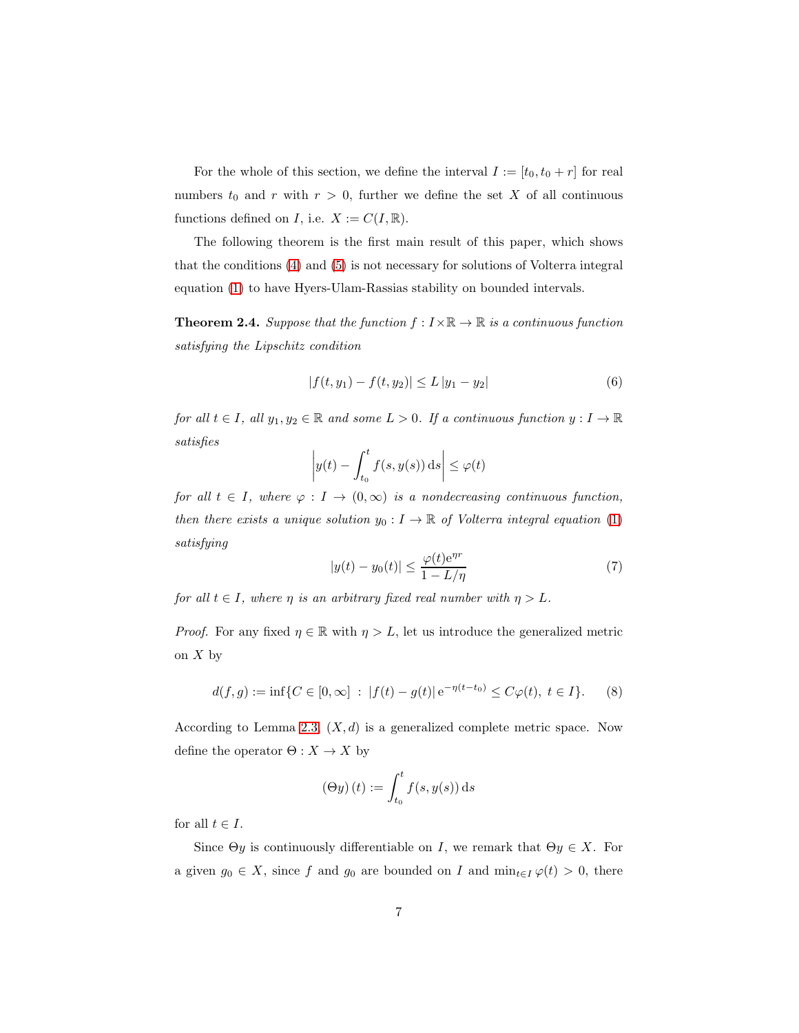For the whole of this section, we define the interval $I := [t_0, t_0 + r]$ for real numbers $t_0$ and $r$ with $r > 0$, further we define the set $X$ of all continuous functions defined on $I$, i.e. $X := C(I, \mathbb{R})$.

The following theorem is the first main result of this paper, which shows that the conditions (4) and (5) is not necessary for solutions of Volterra integral equation (1) to have Hyers-Ulam-Rassias stability on bounded intervals.

**Theorem 2.4.** *Suppose that the function $f : I \times \mathbb{R} \to \mathbb{R}$ is a continuous function satisfying the Lipschitz condition*

$$|f(t, y_1) - f(t, y_2)| \leq L\, |y_1 - y_2| \tag{6}$$

*for all $t \in I$, all $y_1, y_2 \in \mathbb{R}$ and some $L > 0$. If a continuous function $y : I \to \mathbb{R}$ satisfies*

$$\left| y(t) - \int_{t_0}^{t} f(s, y(s))\, \mathrm{d}s \right| \leq \varphi(t)$$

*for all $t \in I$, where $\varphi : I \to (0, \infty)$ is a nondecreasing continuous function, then there exists a unique solution $y_0 : I \to \mathbb{R}$ of Volterra integral equation (1) satisfying*

$$|y(t) - y_0(t)| \leq \frac{\varphi(t)\mathrm{e}^{\eta r}}{1 - L/\eta} \tag{7}$$

*for all $t \in I$, where $\eta$ is an arbitrary fixed real number with $\eta > L$.*

*Proof.* For any fixed $\eta \in \mathbb{R}$ with $\eta > L$, let us introduce the generalized metric on $X$ by

$$d(f, g) := \inf\{C \in [0, \infty] \,:\, |f(t) - g(t)|\, \mathrm{e}^{-\eta(t - t_0)} \leq C\varphi(t),\ t \in I\}. \tag{8}$$

According to Lemma 2.3, $(X, d)$ is a generalized complete metric space. Now define the operator $\Theta : X \to X$ by

$$(\Theta y)(t) := \int_{t_0}^{t} f(s, y(s))\, \mathrm{d}s$$

for all $t \in I$.

Since $\Theta y$ is continuously differentiable on $I$, we remark that $\Theta y \in X$. For a given $g_0 \in X$, since $f$ and $g_0$ are bounded on $I$ and $\min_{t \in I} \varphi(t) > 0$, there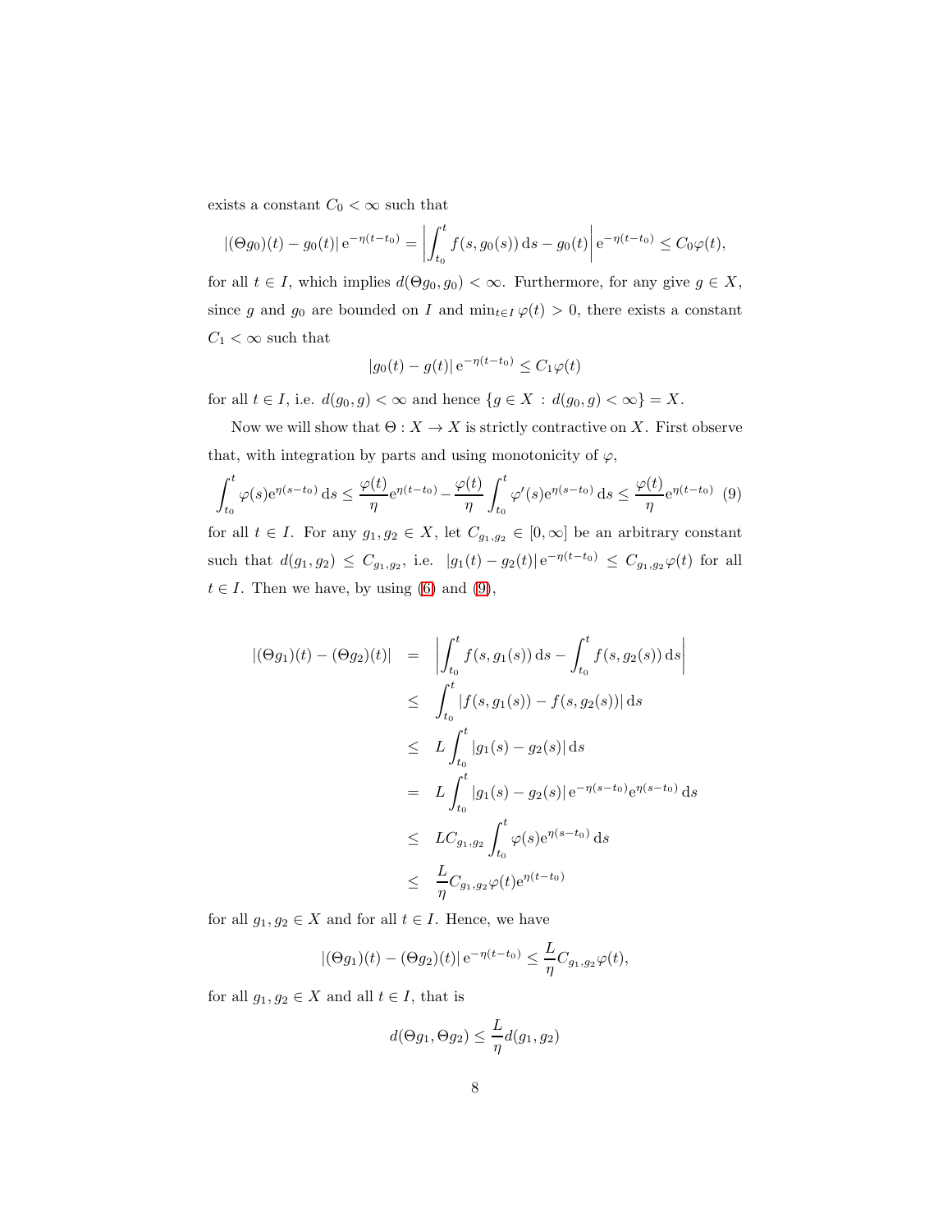exists a constant $C_0 < \infty$ such that

$$|(\Theta g_0)(t) - g_0(t)|\, \mathrm{e}^{-\eta(t-t_0)} = \left| \int_{t_0}^{t} f(s, g_0(s))\, \mathrm{d}s - g_0(t) \right| \mathrm{e}^{-\eta(t-t_0)} \le C_0 \varphi(t),$$

for all $t \in I$, which implies $d(\Theta g_0, g_0) < \infty$. Furthermore, for any give $g \in X$, since $g$ and $g_0$ are bounded on $I$ and $\min_{t \in I} \varphi(t) > 0$, there exists a constant $C_1 < \infty$ such that

$$|g_0(t) - g(t)|\, \mathrm{e}^{-\eta(t-t_0)} \le C_1 \varphi(t)$$

for all $t \in I$, i.e. $d(g_0, g) < \infty$ and hence $\{g \in X : d(g_0, g) < \infty\} = X$.

Now we will show that $\Theta : X \to X$ is strictly contractive on $X$. First observe that, with integration by parts and using monotonicity of $\varphi$,

$$\int_{t_0}^{t} \varphi(s) \mathrm{e}^{\eta(s-t_0)}\, \mathrm{d}s \le \frac{\varphi(t)}{\eta} \mathrm{e}^{\eta(t-t_0)} - \frac{\varphi(t)}{\eta} \int_{t_0}^{t} \varphi'(s) \mathrm{e}^{\eta(s-t_0)}\, \mathrm{d}s \le \frac{\varphi(t)}{\eta} \mathrm{e}^{\eta(t-t_0)} \quad (9)$$

for all $t \in I$. For any $g_1, g_2 \in X$, let $C_{g_1,g_2} \in [0, \infty]$ be an arbitrary constant such that $d(g_1, g_2) \le C_{g_1,g_2}$, i.e. $|g_1(t) - g_2(t)|\, \mathrm{e}^{-\eta(t-t_0)} \le C_{g_1,g_2} \varphi(t)$ for all $t \in I$. Then we have, by using (6) and (9),

$$\begin{aligned}
|(\Theta g_1)(t) - (\Theta g_2)(t)| &= \left| \int_{t_0}^{t} f(s, g_1(s))\, \mathrm{d}s - \int_{t_0}^{t} f(s, g_2(s))\, \mathrm{d}s \right| \\
&\le \int_{t_0}^{t} |f(s, g_1(s)) - f(s, g_2(s))|\, \mathrm{d}s \\
&\le L \int_{t_0}^{t} |g_1(s) - g_2(s)|\, \mathrm{d}s \\
&= L \int_{t_0}^{t} |g_1(s) - g_2(s)|\, \mathrm{e}^{-\eta(s-t_0)} \mathrm{e}^{\eta(s-t_0)}\, \mathrm{d}s \\
&\le L C_{g_1,g_2} \int_{t_0}^{t} \varphi(s) \mathrm{e}^{\eta(s-t_0)}\, \mathrm{d}s \\
&\le \frac{L}{\eta} C_{g_1,g_2} \varphi(t) \mathrm{e}^{\eta(t-t_0)}
\end{aligned}$$

for all $g_1, g_2 \in X$ and for all $t \in I$. Hence, we have

$$|(\Theta g_1)(t) - (\Theta g_2)(t)|\, \mathrm{e}^{-\eta(t-t_0)} \le \frac{L}{\eta} C_{g_1,g_2} \varphi(t),$$

for all $g_1, g_2 \in X$ and all $t \in I$, that is

$$d(\Theta g_1, \Theta g_2) \le \frac{L}{\eta} d(g_1, g_2)$$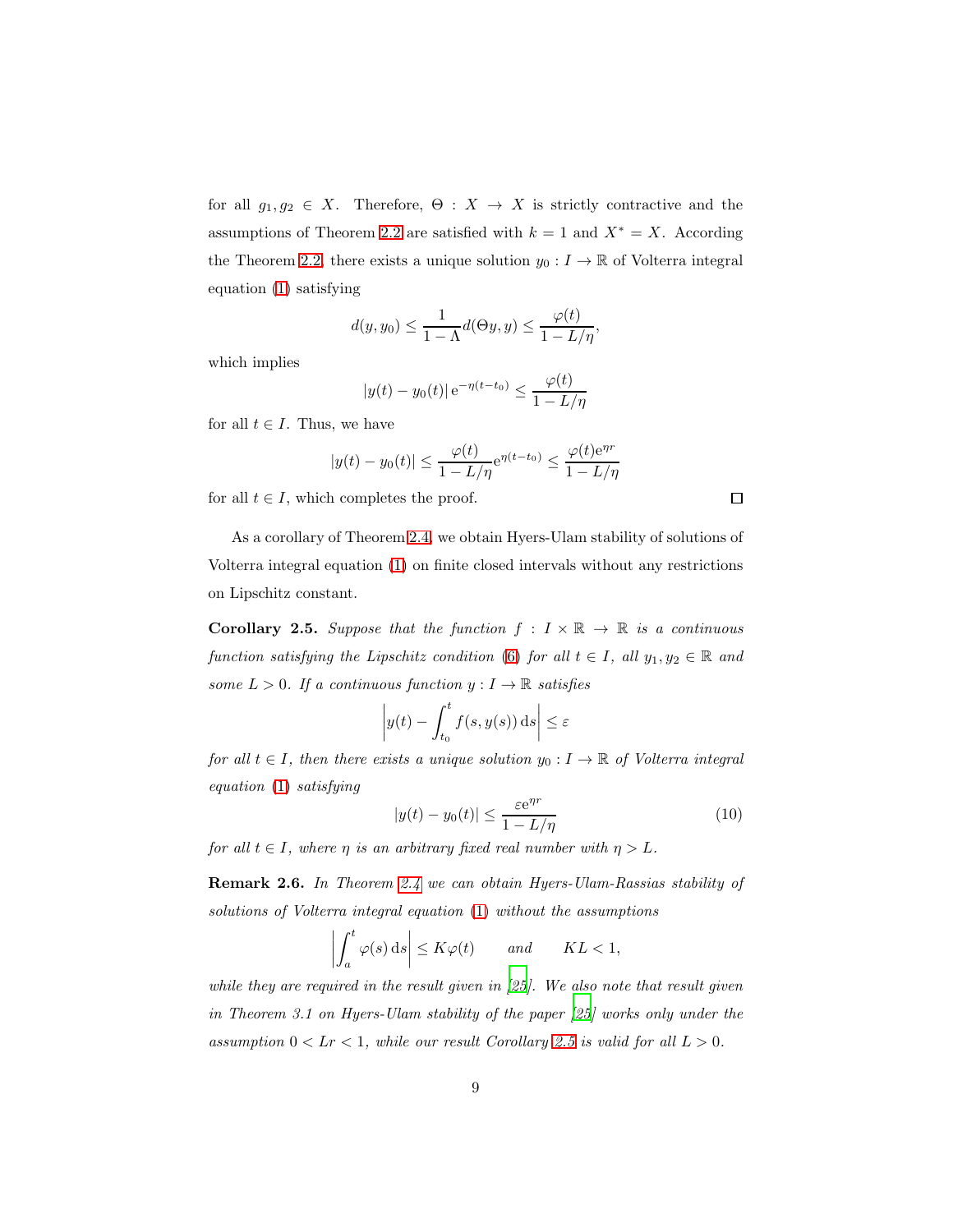for all $g_1, g_2 \in X$. Therefore, $\Theta : X \to X$ is strictly contractive and the assumptions of Theorem 2.2 are satisfied with $k = 1$ and $X^* = X$. According the Theorem 2.2, there exists a unique solution $y_0 : I \to \mathbb{R}$ of Volterra integral equation (1) satisfying

$$d(y, y_0) \le \frac{1}{1 - \Lambda} d(\Theta y, y) \le \frac{\varphi(t)}{1 - L/\eta},$$

which implies

$$|y(t) - y_0(t)| \, \mathrm{e}^{-\eta(t-t_0)} \le \frac{\varphi(t)}{1 - L/\eta}$$

for all $t \in I$. Thus, we have

$$|y(t) - y_0(t)| \le \frac{\varphi(t)}{1 - L/\eta} \mathrm{e}^{\eta(t-t_0)} \le \frac{\varphi(t)\mathrm{e}^{\eta r}}{1 - L/\eta}$$

for all $t \in I$, which completes the proof. □

As a corollary of Theorem 2.4, we obtain Hyers-Ulam stability of solutions of Volterra integral equation (1) on finite closed intervals without any restrictions on Lipschitz constant.

**Corollary 2.5.** *Suppose that the function $f : I \times \mathbb{R} \to \mathbb{R}$ is a continuous function satisfying the Lipschitz condition (6) for all $t \in I$, all $y_1, y_2 \in \mathbb{R}$ and some $L > 0$. If a continuous function $y : I \to \mathbb{R}$ satisfies*

$$\left| y(t) - \int_{t_0}^{t} f(s, y(s)) \, \mathrm{d}s \right| \le \varepsilon$$

*for all $t \in I$, then there exists a unique solution $y_0 : I \to \mathbb{R}$ of Volterra integral equation (1) satisfying*

$$|y(t) - y_0(t)| \le \frac{\varepsilon \mathrm{e}^{\eta r}}{1 - L/\eta} \tag{10}$$

*for all $t \in I$, where $\eta$ is an arbitrary fixed real number with $\eta > L$.*

**Remark 2.6.** *In Theorem 2.4 we can obtain Hyers-Ulam-Rassias stability of solutions of Volterra integral equation (1) without the assumptions*

$$\left| \int_{a}^{t} \varphi(s) \, \mathrm{d}s \right| \le K\varphi(t) \qquad \text{and} \qquad KL < 1,$$

*while they are required in the result given in [25]. We also note that result given in Theorem 3.1 on Hyers-Ulam stability of the paper [25] works only under the assumption $0 < Lr < 1$, while our result Corollary 2.5 is valid for all $L > 0$.*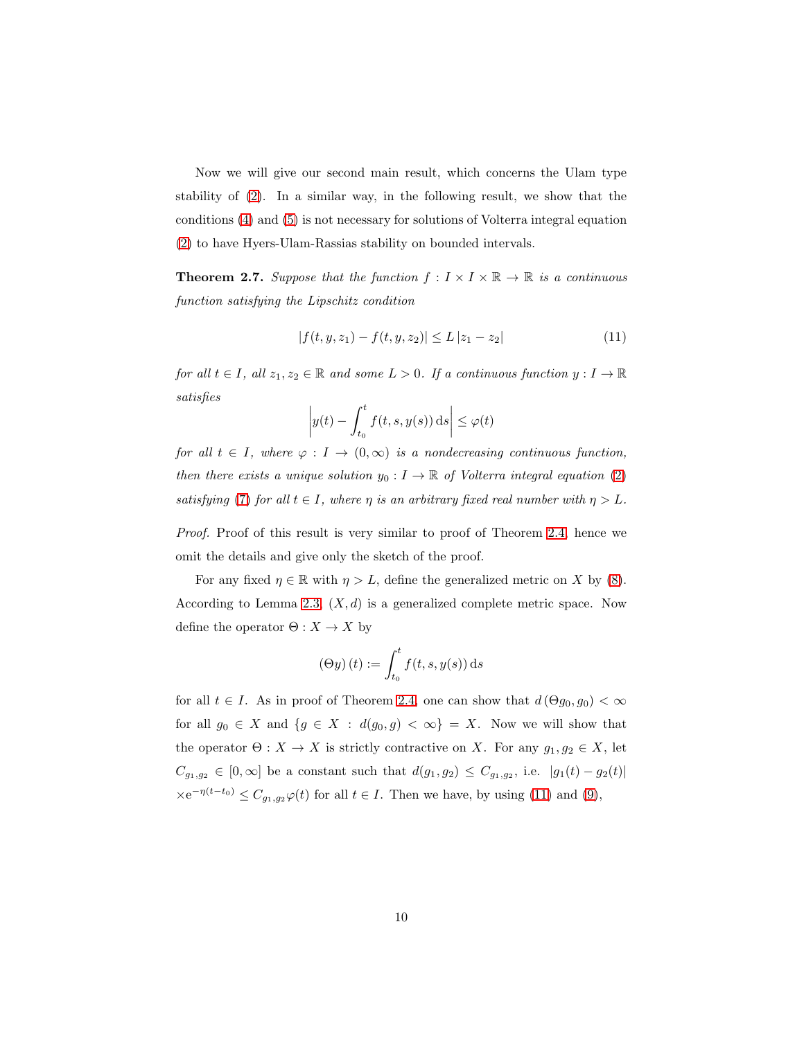Now we will give our second main result, which concerns the Ulam type stability of (2). In a similar way, in the following result, we show that the conditions (4) and (5) is not necessary for solutions of Volterra integral equation (2) to have Hyers-Ulam-Rassias stability on bounded intervals.

**Theorem 2.7.** *Suppose that the function $f : I \times I \times \mathbb{R} \to \mathbb{R}$ is a continuous function satisfying the Lipschitz condition*

$$|f(t, y, z_1) - f(t, y, z_2)| \leq L\,|z_1 - z_2| \tag{11}$$

*for all $t \in I$, all $z_1, z_2 \in \mathbb{R}$ and some $L > 0$. If a continuous function $y : I \to \mathbb{R}$ satisfies*

$$\left| y(t) - \int_{t_0}^{t} f(t, s, y(s))\,\mathrm{d}s \right| \leq \varphi(t)$$

*for all $t \in I$, where $\varphi : I \to (0, \infty)$ is a nondecreasing continuous function, then there exists a unique solution $y_0 : I \to \mathbb{R}$ of Volterra integral equation (2) satisfying (7) for all $t \in I$, where $\eta$ is an arbitrary fixed real number with $\eta > L$.*

*Proof.* Proof of this result is very similar to proof of Theorem 2.4, hence we omit the details and give only the sketch of the proof.

For any fixed $\eta \in \mathbb{R}$ with $\eta > L$, define the generalized metric on $X$ by (8). According to Lemma 2.3, $(X, d)$ is a generalized complete metric space. Now define the operator $\Theta : X \to X$ by

$$(\Theta y)(t) := \int_{t_0}^{t} f(t, s, y(s))\,\mathrm{d}s$$

for all $t \in I$. As in proof of Theorem 2.4, one can show that $d(\Theta g_0, g_0) < \infty$ for all $g_0 \in X$ and $\{g \in X : d(g_0, g) < \infty\} = X$. Now we will show that the operator $\Theta : X \to X$ is strictly contractive on $X$. For any $g_1, g_2 \in X$, let $C_{g_1,g_2} \in [0, \infty]$ be a constant such that $d(g_1, g_2) \leq C_{g_1,g_2}$, i.e. $|g_1(t) - g_2(t)| \times \mathrm{e}^{-\eta(t-t_0)} \leq C_{g_1,g_2}\varphi(t)$ for all $t \in I$. Then we have, by using (11) and (9),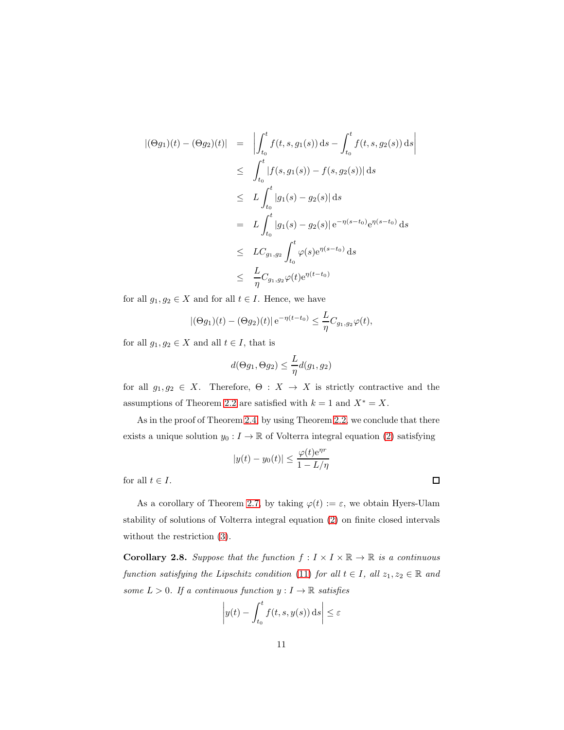$$
\begin{aligned}
|(\Theta g_1)(t) - (\Theta g_2)(t)| &= \left| \int_{t_0}^{t} f(t, s, g_1(s))\,\mathrm{d}s - \int_{t_0}^{t} f(t, s, g_2(s))\,\mathrm{d}s \right| \\
&\leq \int_{t_0}^{t} |f(s, g_1(s)) - f(s, g_2(s))|\,\mathrm{d}s \\
&\leq L \int_{t_0}^{t} |g_1(s) - g_2(s)|\,\mathrm{d}s \\
&= L \int_{t_0}^{t} |g_1(s) - g_2(s)|\,\mathrm{e}^{-\eta(s-t_0)}\mathrm{e}^{\eta(s-t_0)}\,\mathrm{d}s \\
&\leq L C_{g_1,g_2} \int_{t_0}^{t} \varphi(s)\mathrm{e}^{\eta(s-t_0)}\,\mathrm{d}s \\
&\leq \frac{L}{\eta} C_{g_1,g_2} \varphi(t) \mathrm{e}^{\eta(t-t_0)}
\end{aligned}
$$

for all $g_1, g_2 \in X$ and for all $t \in I$. Hence, we have

$$
|(\Theta g_1)(t) - (\Theta g_2)(t)|\,\mathrm{e}^{-\eta(t-t_0)} \leq \frac{L}{\eta} C_{g_1,g_2} \varphi(t),
$$

for all $g_1, g_2 \in X$ and all $t \in I$, that is

$$
d(\Theta g_1, \Theta g_2) \leq \frac{L}{\eta} d(g_1, g_2)
$$

for all $g_1, g_2 \in X$. Therefore, $\Theta : X \to X$ is strictly contractive and the assumptions of Theorem 2.2 are satisfied with $k = 1$ and $X^* = X$.

As in the proof of Theorem 2.4, by using Theorem 2.2, we conclude that there exists a unique solution $y_0 : I \to \mathbb{R}$ of Volterra integral equation (2) satisfying

$$
|y(t) - y_0(t)| \leq \frac{\varphi(t)\mathrm{e}^{\eta r}}{1 - L/\eta}
$$

for all $t \in I$. □

As a corollary of Theorem 2.7, by taking $\varphi(t) := \varepsilon$, we obtain Hyers-Ulam stability of solutions of Volterra integral equation (2) on finite closed intervals without the restriction (3).

**Corollary 2.8.** *Suppose that the function $f : I \times I \times \mathbb{R} \to \mathbb{R}$ is a continuous function satisfying the Lipschitz condition (11) for all $t \in I$, all $z_1, z_2 \in \mathbb{R}$ and some $L > 0$. If a continuous function $y : I \to \mathbb{R}$ satisfies*

$$
\left| y(t) - \int_{t_0}^{t} f(t, s, y(s))\,\mathrm{d}s \right| \leq \varepsilon
$$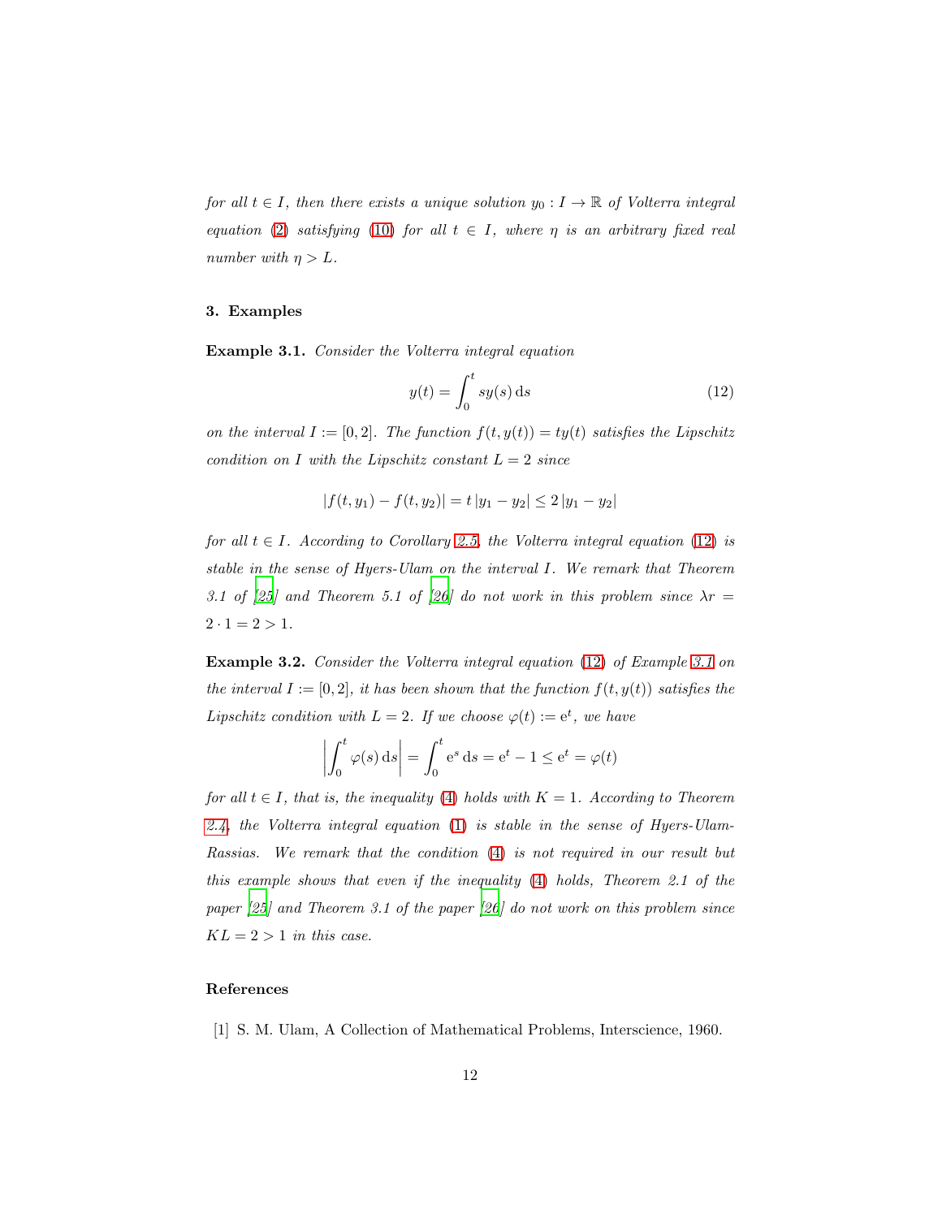*for all $t \in I$, then there exists a unique solution $y_0 : I \to \mathbb{R}$ of Volterra integral equation (2) satisfying (10) for all $t \in I$, where $\eta$ is an arbitrary fixed real number with $\eta > L$.*

## 3. Examples

**Example 3.1.** *Consider the Volterra integral equation*

$$y(t) = \int_0^t s y(s)\,\mathrm{d}s \tag{12}$$

*on the interval $I := [0, 2]$. The function $f(t, y(t)) = ty(t)$ satisfies the Lipschitz condition on $I$ with the Lipschitz constant $L = 2$ since*

$$|f(t, y_1) - f(t, y_2)| = t\,|y_1 - y_2| \le 2\,|y_1 - y_2|$$

*for all $t \in I$. According to Corollary 2.5, the Volterra integral equation (12) is stable in the sense of Hyers-Ulam on the interval $I$. We remark that Theorem 3.1 of [25] and Theorem 5.1 of [26] do not work in this problem since $\lambda r = 2 \cdot 1 = 2 > 1$.*

**Example 3.2.** *Consider the Volterra integral equation (12) of Example 3.1 on the interval $I := [0, 2]$, it has been shown that the function $f(t, y(t))$ satisfies the Lipschitz condition with $L = 2$. If we choose $\varphi(t) := \mathrm{e}^t$, we have*

$$\left| \int_0^t \varphi(s)\,\mathrm{d}s \right| = \int_0^t \mathrm{e}^s\,\mathrm{d}s = \mathrm{e}^t - 1 \le \mathrm{e}^t = \varphi(t)$$

*for all $t \in I$, that is, the inequality (4) holds with $K = 1$. According to Theorem 2.4, the Volterra integral equation (1) is stable in the sense of Hyers-Ulam-Rassias. We remark that the condition (4) is not required in our result but this example shows that even if the inequality (4) holds, Theorem 2.1 of the paper [25] and Theorem 3.1 of the paper [26] do not work on this problem since $KL = 2 > 1$ in this case.*

## References

[1] S. M. Ulam, A Collection of Mathematical Problems, Interscience, 1960.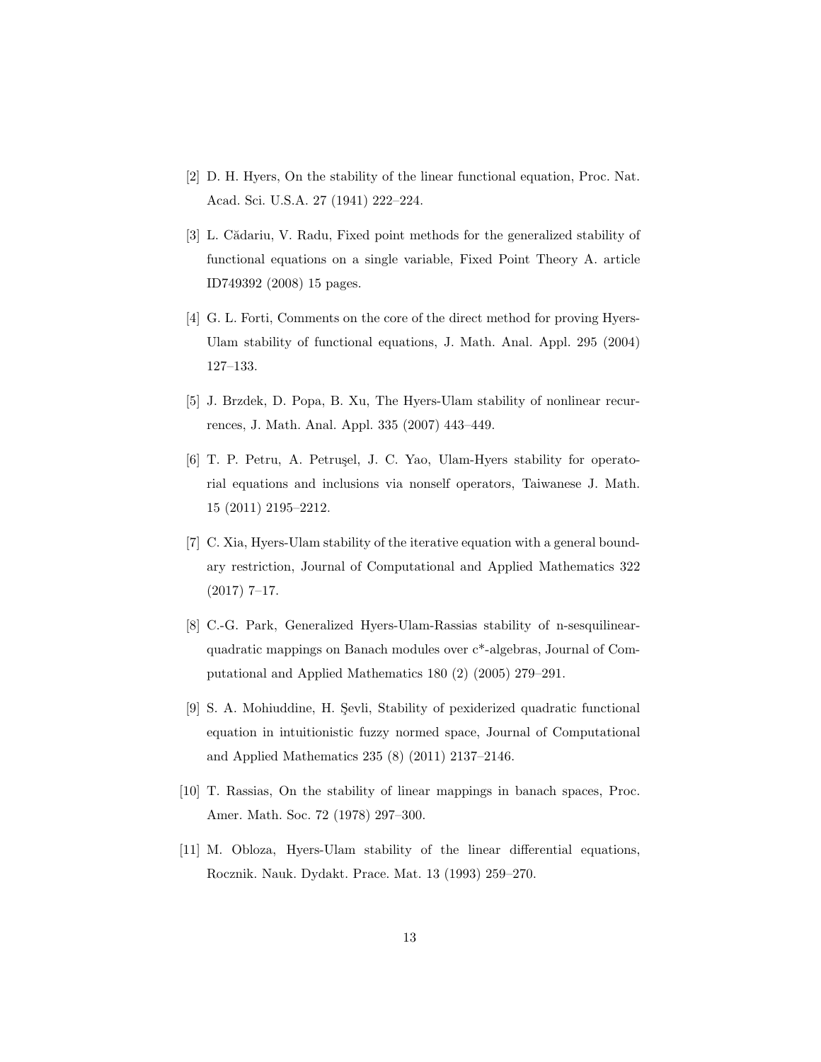[2] D. H. Hyers, On the stability of the linear functional equation, Proc. Nat. Acad. Sci. U.S.A. 27 (1941) 222–224.

[3] L. Cădariu, V. Radu, Fixed point methods for the generalized stability of functional equations on a single variable, Fixed Point Theory A. article ID749392 (2008) 15 pages.

[4] G. L. Forti, Comments on the core of the direct method for proving Hyers-Ulam stability of functional equations, J. Math. Anal. Appl. 295 (2004) 127–133.

[5] J. Brzdek, D. Popa, B. Xu, The Hyers-Ulam stability of nonlinear recurrences, J. Math. Anal. Appl. 335 (2007) 443–449.

[6] T. P. Petru, A. Petruşel, J. C. Yao, Ulam-Hyers stability for operatorial equations and inclusions via nonself operators, Taiwanese J. Math. 15 (2011) 2195–2212.

[7] C. Xia, Hyers-Ulam stability of the iterative equation with a general boundary restriction, Journal of Computational and Applied Mathematics 322 (2017) 7–17.

[8] C.-G. Park, Generalized Hyers-Ulam-Rassias stability of n-sesquilinear-quadratic mappings on Banach modules over c*-algebras, Journal of Computational and Applied Mathematics 180 (2) (2005) 279–291.

[9] S. A. Mohiuddine, H. Şevli, Stability of pexiderized quadratic functional equation in intuitionistic fuzzy normed space, Journal of Computational and Applied Mathematics 235 (8) (2011) 2137–2146.

[10] T. Rassias, On the stability of linear mappings in banach spaces, Proc. Amer. Math. Soc. 72 (1978) 297–300.

[11] M. Obloza, Hyers-Ulam stability of the linear differential equations, Rocznik. Nauk. Dydakt. Prace. Mat. 13 (1993) 259–270.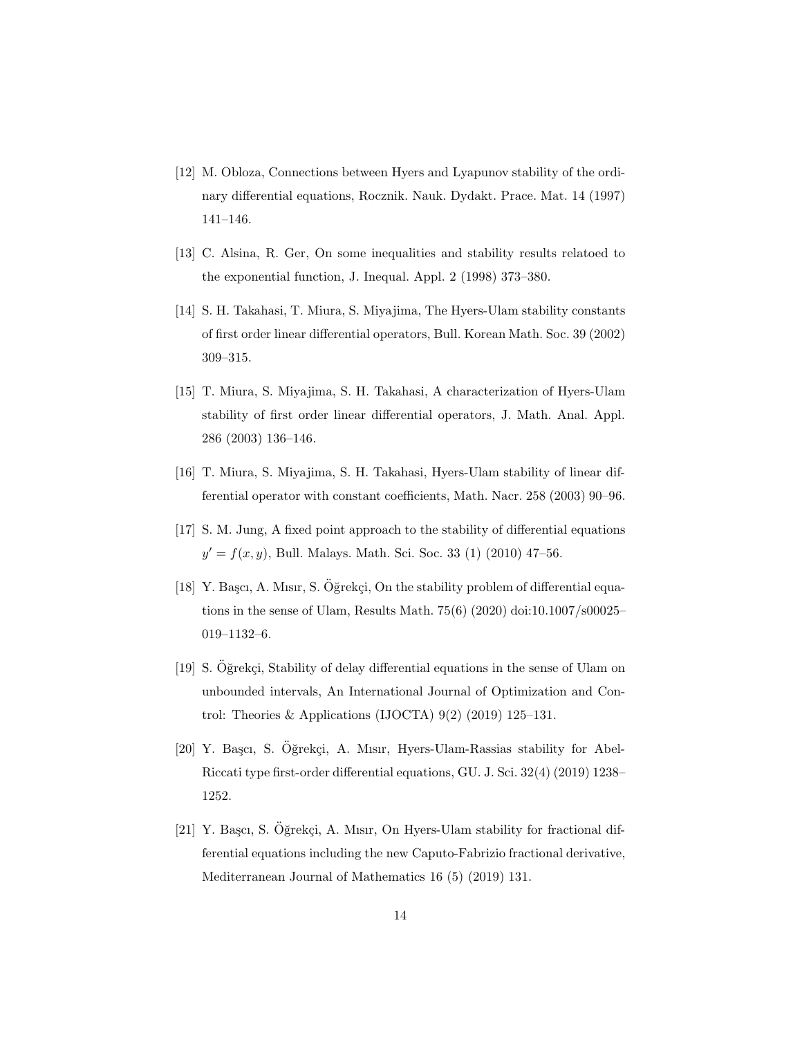[12] M. Obloza, Connections between Hyers and Lyapunov stability of the ordinary differential equations, Rocznik. Nauk. Dydakt. Prace. Mat. 14 (1997) 141–146.

[13] C. Alsina, R. Ger, On some inequalities and stability results relatoed to the exponential function, J. Inequal. Appl. 2 (1998) 373–380.

[14] S. H. Takahasi, T. Miura, S. Miyajima, The Hyers-Ulam stability constants of first order linear differential operators, Bull. Korean Math. Soc. 39 (2002) 309–315.

[15] T. Miura, S. Miyajima, S. H. Takahasi, A characterization of Hyers-Ulam stability of first order linear differential operators, J. Math. Anal. Appl. 286 (2003) 136–146.

[16] T. Miura, S. Miyajima, S. H. Takahasi, Hyers-Ulam stability of linear differential operator with constant coefficients, Math. Nacr. 258 (2003) 90–96.

[17] S. M. Jung, A fixed point approach to the stability of differential equations $y' = f(x, y)$, Bull. Malays. Math. Sci. Soc. 33 (1) (2010) 47–56.

[18] Y. Başcı, A. Mısır, S. Öğrekçi, On the stability problem of differential equations in the sense of Ulam, Results Math. 75(6) (2020) doi:10.1007/s00025–019–1132–6.

[19] S. Öğrekçi, Stability of delay differential equations in the sense of Ulam on unbounded intervals, An International Journal of Optimization and Control: Theories & Applications (IJOCTA) 9(2) (2019) 125–131.

[20] Y. Başcı, S. Öğrekçi, A. Mısır, Hyers-Ulam-Rassias stability for Abel-Riccati type first-order differential equations, GU. J. Sci. 32(4) (2019) 1238–1252.

[21] Y. Başcı, S. Öğrekçi, A. Mısır, On Hyers-Ulam stability for fractional differential equations including the new Caputo-Fabrizio fractional derivative, Mediterranean Journal of Mathematics 16 (5) (2019) 131.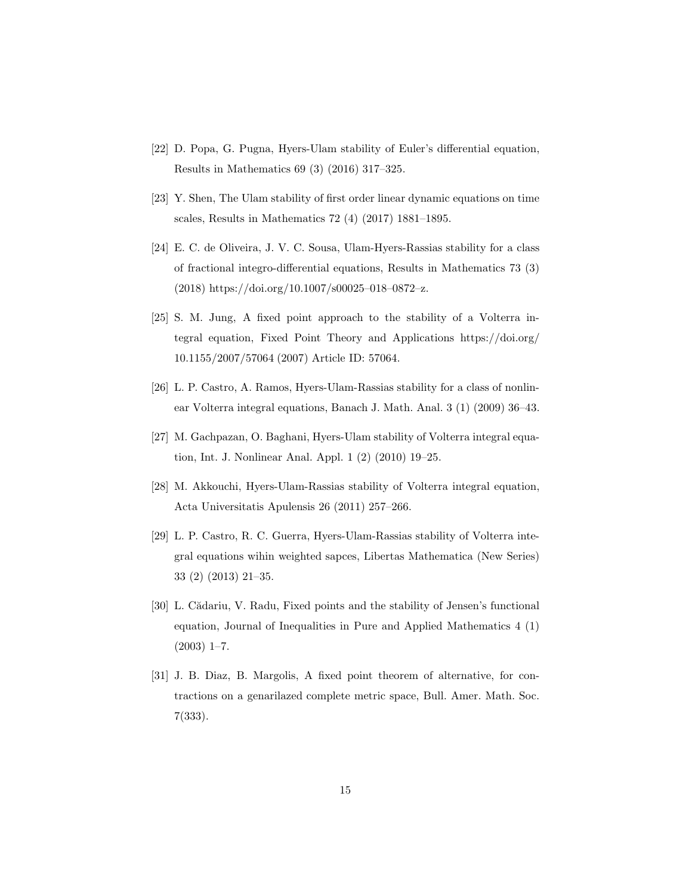[22] D. Popa, G. Pugna, Hyers-Ulam stability of Euler's differential equation, Results in Mathematics 69 (3) (2016) 317–325.

[23] Y. Shen, The Ulam stability of first order linear dynamic equations on time scales, Results in Mathematics 72 (4) (2017) 1881–1895.

[24] E. C. de Oliveira, J. V. C. Sousa, Ulam-Hyers-Rassias stability for a class of fractional integro-differential equations, Results in Mathematics 73 (3) (2018) https://doi.org/10.1007/s00025–018–0872–z.

[25] S. M. Jung, A fixed point approach to the stability of a Volterra integral equation, Fixed Point Theory and Applications https://doi.org/10.1155/2007/57064 (2007) Article ID: 57064.

[26] L. P. Castro, A. Ramos, Hyers-Ulam-Rassias stability for a class of nonlinear Volterra integral equations, Banach J. Math. Anal. 3 (1) (2009) 36–43.

[27] M. Gachpazan, O. Baghani, Hyers-Ulam stability of Volterra integral equation, Int. J. Nonlinear Anal. Appl. 1 (2) (2010) 19–25.

[28] M. Akkouchi, Hyers-Ulam-Rassias stability of Volterra integral equation, Acta Universitatis Apulensis 26 (2011) 257–266.

[29] L. P. Castro, R. C. Guerra, Hyers-Ulam-Rassias stability of Volterra integral equations wihin weighted sapces, Libertas Mathematica (New Series) 33 (2) (2013) 21–35.

[30] L. Cădariu, V. Radu, Fixed points and the stability of Jensen's functional equation, Journal of Inequalities in Pure and Applied Mathematics 4 (1) (2003) 1–7.

[31] J. B. Diaz, B. Margolis, A fixed point theorem of alternative, for contractions on a genarilazed complete metric space, Bull. Amer. Math. Soc. 7(333).